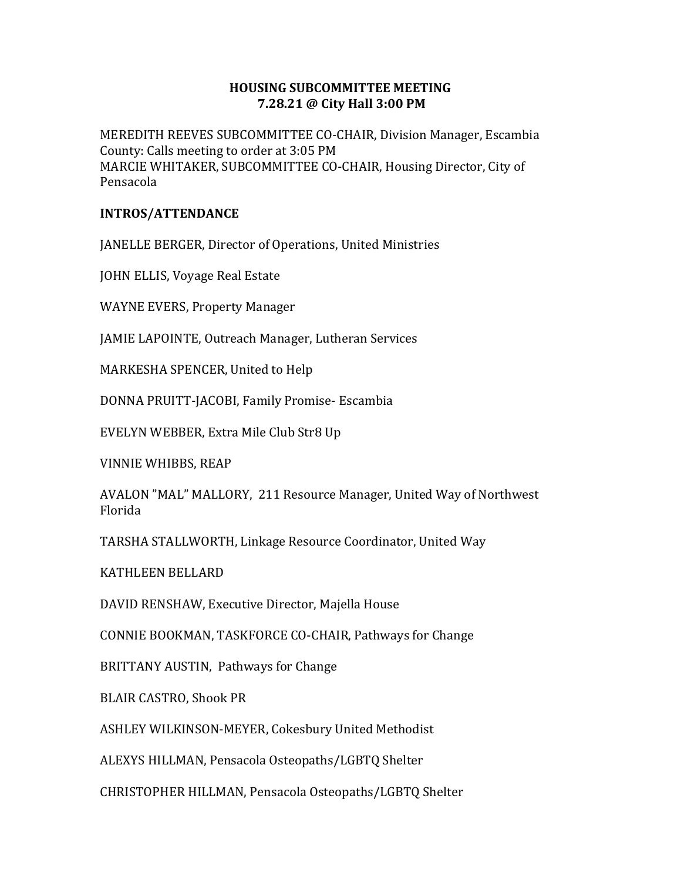# HOUSING SUBCOMMITTEE MEETING
## 7.28.21 @ City Hall 3:00 PM

MEREDITH REEVES SUBCOMMITTEE CO-CHAIR, Division Manager, Escambia County: Calls meeting to order at 3:05 PM
MARCIE WHITAKER, SUBCOMMITTEE CO-CHAIR, Housing Director, City of Pensacola

**INTROS/ATTENDANCE**

JANELLE BERGER, Director of Operations, United Ministries

JOHN ELLIS, Voyage Real Estate

WAYNE EVERS, Property Manager

JAMIE LAPOINTE, Outreach Manager, Lutheran Services

MARKESHA SPENCER, United to Help

DONNA PRUITT-JACOBI, Family Promise- Escambia

EVELYN WEBBER, Extra Mile Club Str8 Up

VINNIE WHIBBS, REAP

AVALON "MAL" MALLORY, 211 Resource Manager, United Way of Northwest Florida

TARSHA STALLWORTH, Linkage Resource Coordinator, United Way

KATHLEEN BELLARD

DAVID RENSHAW, Executive Director, Majella House

CONNIE BOOKMAN, TASKFORCE CO-CHAIR, Pathways for Change

BRITTANY AUSTIN, Pathways for Change

BLAIR CASTRO, Shook PR

ASHLEY WILKINSON-MEYER, Cokesbury United Methodist

ALEXYS HILLMAN, Pensacola Osteopaths/LGBTQ Shelter

CHRISTOPHER HILLMAN, Pensacola Osteopaths/LGBTQ Shelter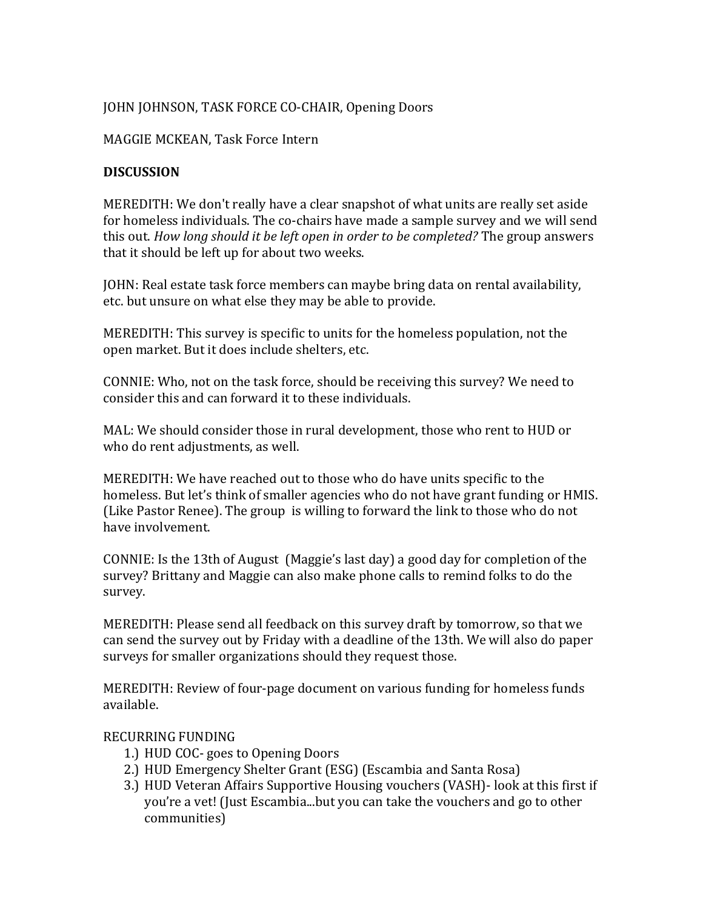JOHN JOHNSON, TASK FORCE CO-CHAIR, Opening Doors

MAGGIE MCKEAN, Task Force Intern

**DISCUSSION**

MEREDITH: We don't really have a clear snapshot of what units are really set aside for homeless individuals. The co-chairs have made a sample survey and we will send this out. *How long should it be left open in order to be completed?* The group answers that it should be left up for about two weeks.

JOHN: Real estate task force members can maybe bring data on rental availability, etc. but unsure on what else they may be able to provide.

MEREDITH: This survey is specific to units for the homeless population, not the open market. But it does include shelters, etc.

CONNIE: Who, not on the task force, should be receiving this survey? We need to consider this and can forward it to these individuals.

MAL: We should consider those in rural development, those who rent to HUD or who do rent adjustments, as well.

MEREDITH: We have reached out to those who do have units specific to the homeless. But let's think of smaller agencies who do not have grant funding or HMIS. (Like Pastor Renee). The group is willing to forward the link to those who do not have involvement.

CONNIE: Is the 13th of August (Maggie's last day) a good day for completion of the survey? Brittany and Maggie can also make phone calls to remind folks to do the survey.

MEREDITH: Please send all feedback on this survey draft by tomorrow, so that we can send the survey out by Friday with a deadline of the 13th. We will also do paper surveys for smaller organizations should they request those.

MEREDITH: Review of four-page document on various funding for homeless funds available.

RECURRING FUNDING

1.) HUD COC- goes to Opening Doors
2.) HUD Emergency Shelter Grant (ESG) (Escambia and Santa Rosa)
3.) HUD Veteran Affairs Supportive Housing vouchers (VASH)- look at this first if you're a vet! (Just Escambia...but you can take the vouchers and go to other communities)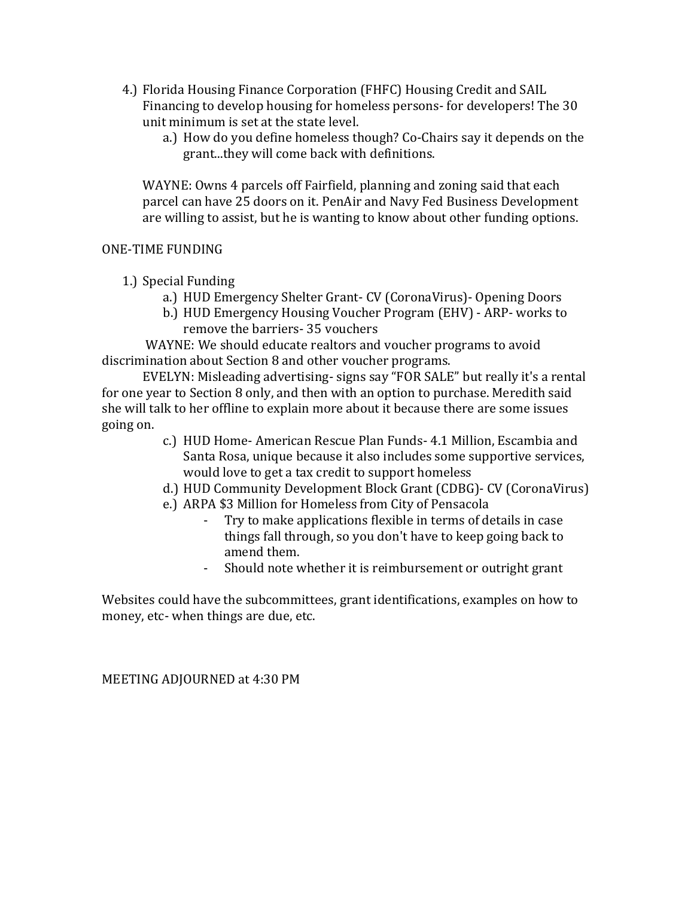4.) Florida Housing Finance Corporation (FHFC) Housing Credit and SAIL Financing to develop housing for homeless persons- for developers! The 30 unit minimum is set at the state level.

   a.) How do you define homeless though? Co-Chairs say it depends on the grant...they will come back with definitions.

   WAYNE: Owns 4 parcels off Fairfield, planning and zoning said that each parcel can have 25 doors on it. PenAir and Navy Fed Business Development are willing to assist, but he is wanting to know about other funding options.

ONE-TIME FUNDING

1.) Special Funding

   a.) HUD Emergency Shelter Grant- CV (CoronaVirus)- Opening Doors

   b.) HUD Emergency Housing Voucher Program (EHV) - ARP- works to remove the barriers- 35 vouchers

WAYNE: We should educate realtors and voucher programs to avoid discrimination about Section 8 and other voucher programs.

EVELYN: Misleading advertising- signs say "FOR SALE" but really it's a rental for one year to Section 8 only, and then with an option to purchase. Meredith said she will talk to her offline to explain more about it because there are some issues going on.

   c.) HUD Home- American Rescue Plan Funds- 4.1 Million, Escambia and Santa Rosa, unique because it also includes some supportive services, would love to get a tax credit to support homeless

   d.) HUD Community Development Block Grant (CDBG)- CV (CoronaVirus)

   e.) ARPA $3 Million for Homeless from City of Pensacola

      - Try to make applications flexible in terms of details in case things fall through, so you don't have to keep going back to amend them.
      - Should note whether it is reimbursement or outright grant

Websites could have the subcommittees, grant identifications, examples on how to money, etc- when things are due, etc.

MEETING ADJOURNED at 4:30 PM